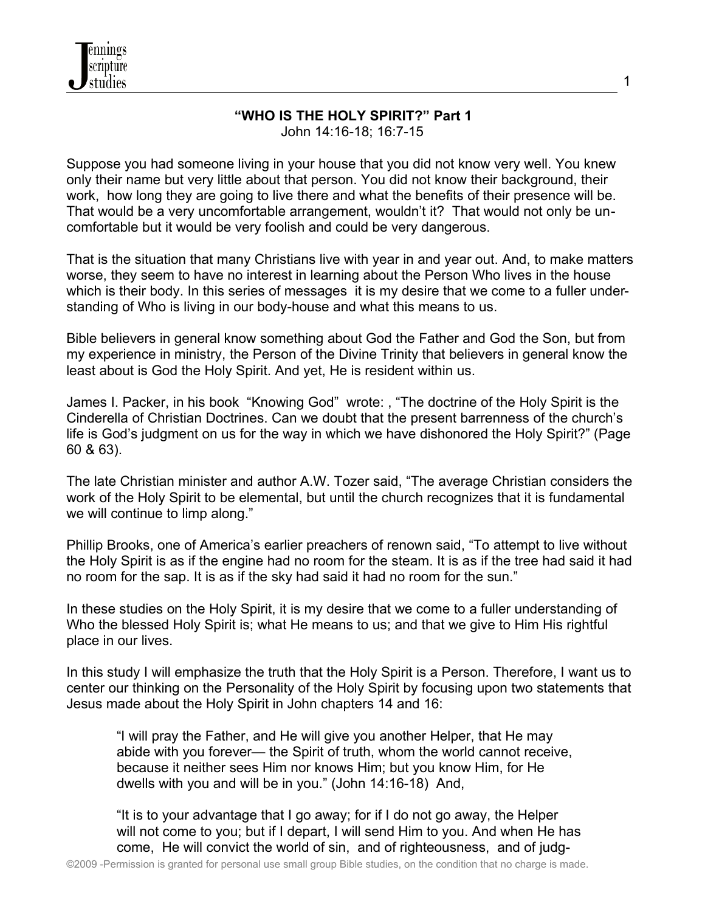## "WHO IS THE HOLY SPIRIT?" Part 1

John 14:16-18; 16:7-15

Suppose you had someone living in your house that you did not know very well. You knew only their name but very little about that person. You did not know their background, their work, how long they are going to live there and what the benefits of their presence will be. That would be a very uncomfortable arrangement, wouldn't it? That would not only be uncomfortable but it would be very foolish and could be very dangerous.

That is the situation that many Christians live with year in and year out. And, to make matters worse, they seem to have no interest in learning about the Person Who lives in the house which is their body. In this series of messages it is my desire that we come to a fuller understanding of Who is living in our body-house and what this means to us.

Bible believers in general know something about God the Father and God the Son, but from my experience in ministry, the Person of the Divine Trinity that believers in general know the least about is God the Holy Spirit. And yet, He is resident within us.

James I. Packer, in his book "Knowing God" wrote: , "The doctrine of the Holy Spirit is the Cinderella of Christian Doctrines. Can we doubt that the present barrenness of the church's life is God's judgment on us for the way in which we have dishonored the Holy Spirit?" (Page 60 & 63).

The late Christian minister and author A.W. Tozer said, "The average Christian considers the work of the Holy Spirit to be elemental, but until the church recognizes that it is fundamental we will continue to limp along."

Phillip Brooks, one of America's earlier preachers of renown said, "To attempt to live without the Holy Spirit is as if the engine had no room for the steam. It is as if the tree had said it had no room for the sap. It is as if the sky had said it had no room for the sun."

In these studies on the Holy Spirit, it is my desire that we come to a fuller understanding of Who the blessed Holy Spirit is; what He means to us; and that we give to Him His rightful place in our lives.

In this study I will emphasize the truth that the Holy Spirit is a Person. Therefore, I want us to center our thinking on the Personality of the Holy Spirit by focusing upon two statements that Jesus made about the Holy Spirit in John chapters 14 and 16:

> "I will pray the Father, and He will give you another Helper, that He may abide with you forever— the Spirit of truth, whom the world cannot receive, because it neither sees Him nor knows Him; but you know Him, for He dwells with you and will be in you." (John 14:16-18) And,
>
> "It is to your advantage that I go away; for if I do not go away, the Helper will not come to you; but if I depart, I will send Him to you. And when He has come, He will convict the world of sin, and of righteousness, and of judg-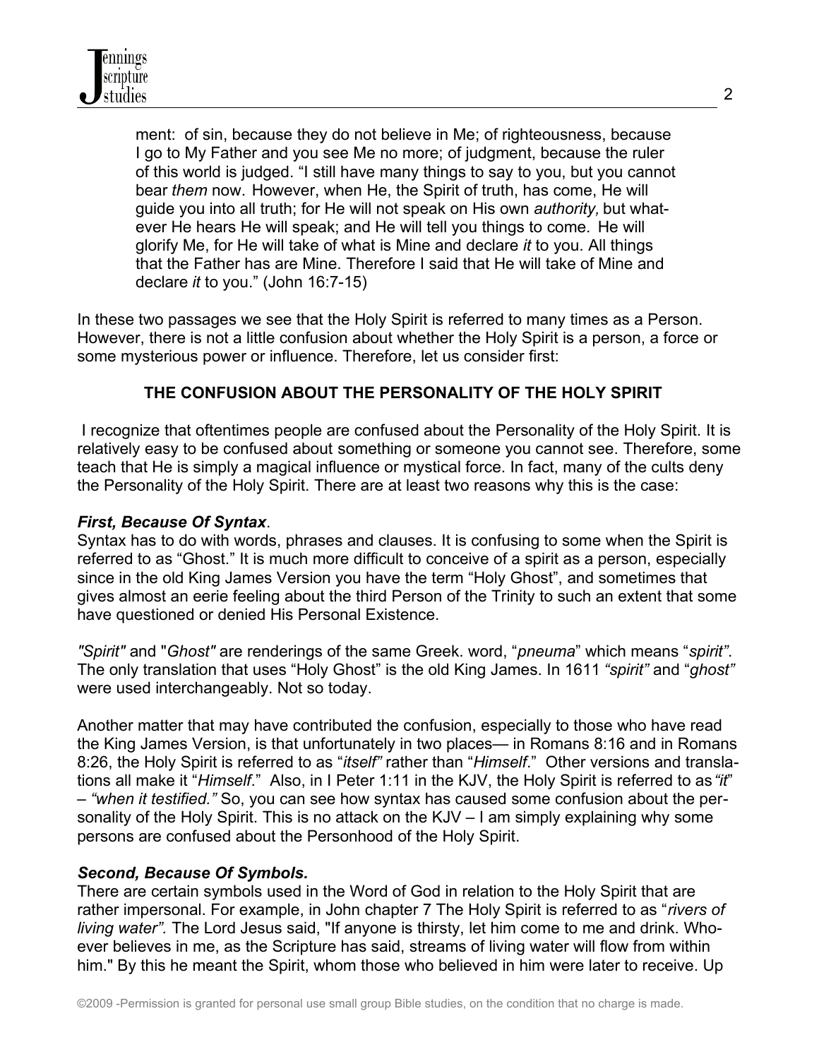> ment: of sin, because they do not believe in Me; of righteousness, because I go to My Father and you see Me no more; of judgment, because the ruler of this world is judged. "I still have many things to say to you, but you cannot bear *them* now. However, when He, the Spirit of truth, has come, He will guide you into all truth; for He will not speak on His own *authority,* but whatever He hears He will speak; and He will tell you things to come. He will glorify Me, for He will take of what is Mine and declare *it* to you. All things that the Father has are Mine. Therefore I said that He will take of Mine and declare *it* to you." (John 16:7-15)

In these two passages we see that the Holy Spirit is referred to many times as a Person. However, there is not a little confusion about whether the Holy Spirit is a person, a force or some mysterious power or influence. Therefore, let us consider first:

## THE CONFUSION ABOUT THE PERSONALITY OF THE HOLY SPIRIT

I recognize that oftentimes people are confused about the Personality of the Holy Spirit. It is relatively easy to be confused about something or someone you cannot see. Therefore, some teach that He is simply a magical influence or mystical force. In fact, many of the cults deny the Personality of the Holy Spirit. There are at least two reasons why this is the case:

### *First, Because Of Syntax*.

Syntax has to do with words, phrases and clauses. It is confusing to some when the Spirit is referred to as "Ghost." It is much more difficult to conceive of a spirit as a person, especially since in the old King James Version you have the term "Holy Ghost", and sometimes that gives almost an eerie feeling about the third Person of the Trinity to such an extent that some have questioned or denied His Personal Existence.

*"Spirit"* and "*Ghost"* are renderings of the same Greek. word, "*pneuma*" which means "*spirit"*. The only translation that uses "Holy Ghost" is the old King James. In 1611 *"spirit"* and "*ghost"* were used interchangeably. Not so today.

Another matter that may have contributed the confusion, especially to those who have read the King James Version, is that unfortunately in two places— in Romans 8:16 and in Romans 8:26, the Holy Spirit is referred to as "*itself"* rather than "*Himself*." Other versions and translations all make it "*Himself*." Also, in I Peter 1:11 in the KJV, the Holy Spirit is referred to as *"it*" – *"when it testified."* So, you can see how syntax has caused some confusion about the personality of the Holy Spirit. This is no attack on the KJV – I am simply explaining why some persons are confused about the Personhood of the Holy Spirit.

### *Second, Because Of Symbols.*

There are certain symbols used in the Word of God in relation to the Holy Spirit that are rather impersonal. For example, in John chapter 7 The Holy Spirit is referred to as "*rivers of living water".* The Lord Jesus said, "If anyone is thirsty, let him come to me and drink. Whoever believes in me, as the Scripture has said, streams of living water will flow from within him." By this he meant the Spirit, whom those who believed in him were later to receive. Up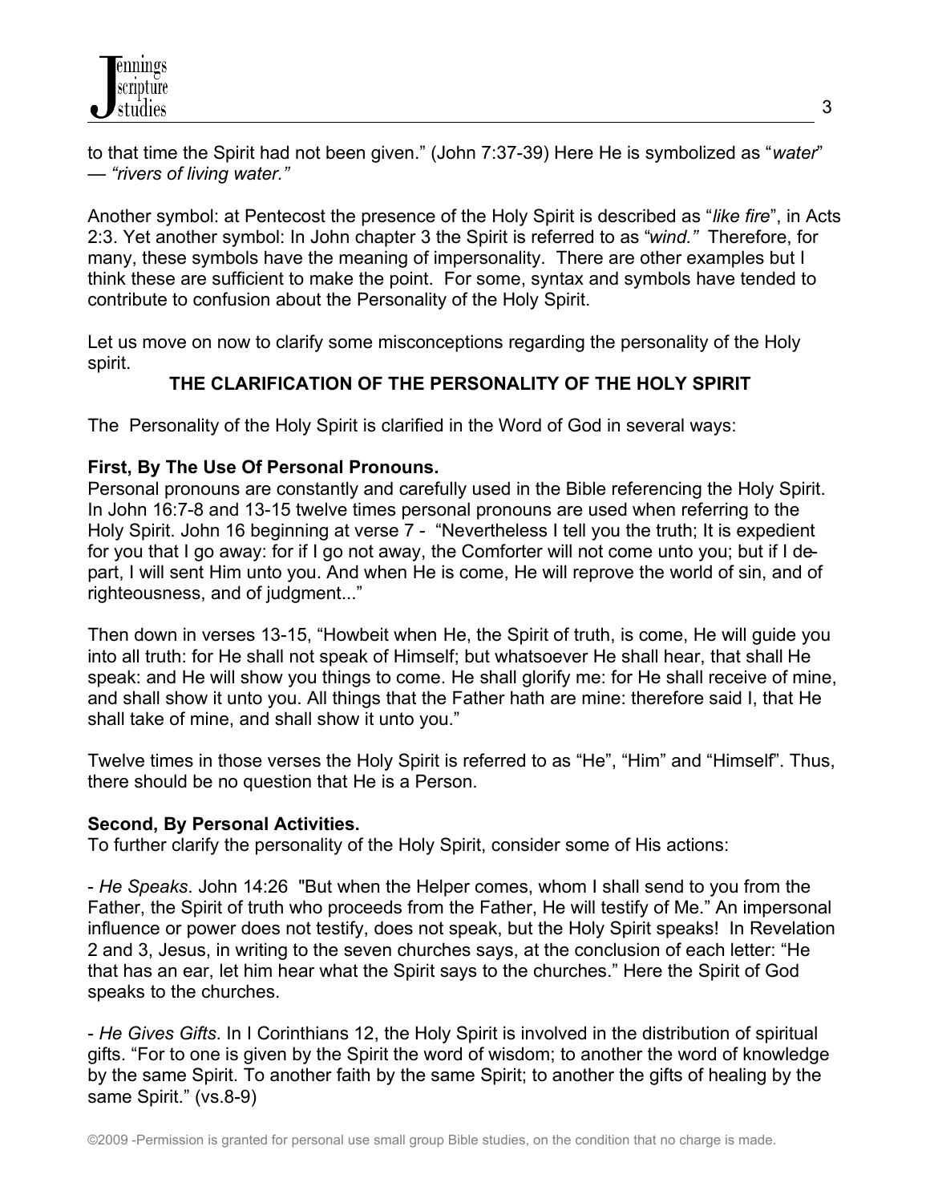to that time the Spirit had not been given." (John 7:37-39) Here He is symbolized as "*water*" — *"rivers of living water."*

Another symbol: at Pentecost the presence of the Holy Spirit is described as "*like fire*", in Acts 2:3. Yet another symbol: In John chapter 3 the Spirit is referred to as "*wind."* Therefore, for many, these symbols have the meaning of impersonality. There are other examples but I think these are sufficient to make the point. For some, syntax and symbols have tended to contribute to confusion about the Personality of the Holy Spirit.

Let us move on now to clarify some misconceptions regarding the personality of the Holy spirit.

## THE CLARIFICATION OF THE PERSONALITY OF THE HOLY SPIRIT

The Personality of the Holy Spirit is clarified in the Word of God in several ways:

**First, By The Use Of Personal Pronouns.**
Personal pronouns are constantly and carefully used in the Bible referencing the Holy Spirit. In John 16:7-8 and 13-15 twelve times personal pronouns are used when referring to the Holy Spirit. John 16 beginning at verse 7 - "Nevertheless I tell you the truth; It is expedient for you that I go away: for if I go not away, the Comforter will not come unto you; but if I depart, I will sent Him unto you. And when He is come, He will reprove the world of sin, and of righteousness, and of judgment..."

Then down in verses 13-15, "Howbeit when He, the Spirit of truth, is come, He will guide you into all truth: for He shall not speak of Himself; but whatsoever He shall hear, that shall He speak: and He will show you things to come. He shall glorify me: for He shall receive of mine, and shall show it unto you. All things that the Father hath are mine: therefore said I, that He shall take of mine, and shall show it unto you."

Twelve times in those verses the Holy Spirit is referred to as "He", "Him" and "Himself". Thus, there should be no question that He is a Person.

**Second, By Personal Activities.**
To further clarify the personality of the Holy Spirit, consider some of His actions:

- *He Speaks*. John 14:26 "But when the Helper comes, whom I shall send to you from the Father, the Spirit of truth who proceeds from the Father, He will testify of Me." An impersonal influence or power does not testify, does not speak, but the Holy Spirit speaks! In Revelation 2 and 3, Jesus, in writing to the seven churches says, at the conclusion of each letter: "He that has an ear, let him hear what the Spirit says to the churches." Here the Spirit of God speaks to the churches.

- *He Gives Gifts*. In I Corinthians 12, the Holy Spirit is involved in the distribution of spiritual gifts. "For to one is given by the Spirit the word of wisdom; to another the word of knowledge by the same Spirit. To another faith by the same Spirit; to another the gifts of healing by the same Spirit." (vs.8-9)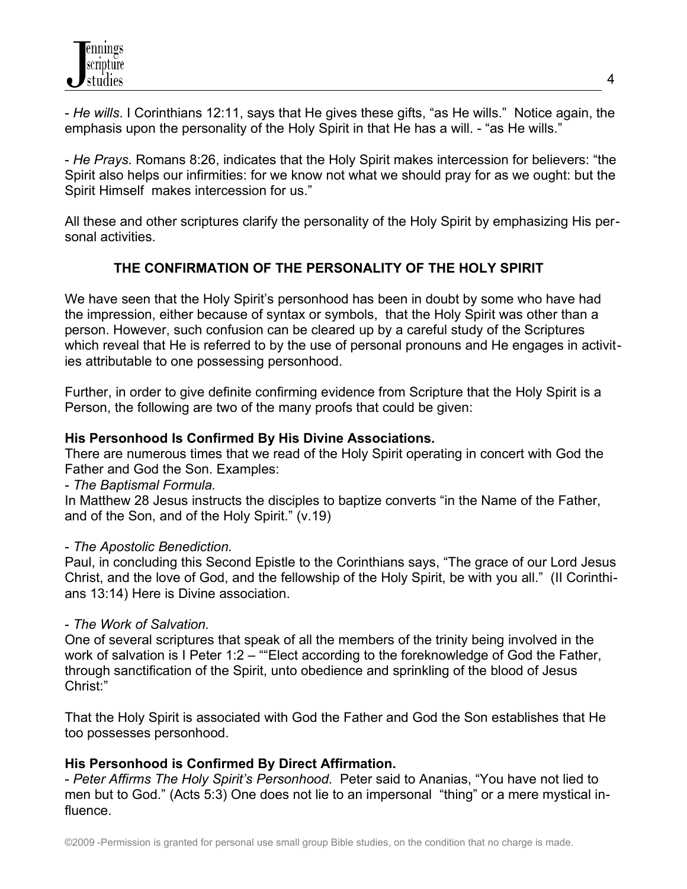- *He wills*. I Corinthians 12:11, says that He gives these gifts, "as He wills." Notice again, the emphasis upon the personality of the Holy Spirit in that He has a will. - "as He wills."

- *He Prays*. Romans 8:26, indicates that the Holy Spirit makes intercession for believers: "the Spirit also helps our infirmities: for we know not what we should pray for as we ought: but the Spirit Himself makes intercession for us."

All these and other scriptures clarify the personality of the Holy Spirit by emphasizing His personal activities.

## THE CONFIRMATION OF THE PERSONALITY OF THE HOLY SPIRIT

We have seen that the Holy Spirit's personhood has been in doubt by some who have had the impression, either because of syntax or symbols, that the Holy Spirit was other than a person. However, such confusion can be cleared up by a careful study of the Scriptures which reveal that He is referred to by the use of personal pronouns and He engages in activities attributable to one possessing personhood.

Further, in order to give definite confirming evidence from Scripture that the Holy Spirit is a Person, the following are two of the many proofs that could be given:

**His Personhood Is Confirmed By His Divine Associations.**
There are numerous times that we read of the Holy Spirit operating in concert with God the Father and God the Son. Examples:

- *The Baptismal Formula.*
In Matthew 28 Jesus instructs the disciples to baptize converts "in the Name of the Father, and of the Son, and of the Holy Spirit." (v.19)

- *The Apostolic Benediction.*
Paul, in concluding this Second Epistle to the Corinthians says, "The grace of our Lord Jesus Christ, and the love of God, and the fellowship of the Holy Spirit, be with you all." (II Corinthians 13:14) Here is Divine association.

- *The Work of Salvation.*
One of several scriptures that speak of all the members of the trinity being involved in the work of salvation is I Peter 1:2 – ""Elect according to the foreknowledge of God the Father, through sanctification of the Spirit, unto obedience and sprinkling of the blood of Jesus Christ:"

That the Holy Spirit is associated with God the Father and God the Son establishes that He too possesses personhood.

**His Personhood is Confirmed By Direct Affirmation.**
- *Peter Affirms The Holy Spirit's Personhood*. Peter said to Ananias, "You have not lied to men but to God." (Acts 5:3) One does not lie to an impersonal "thing" or a mere mystical influence.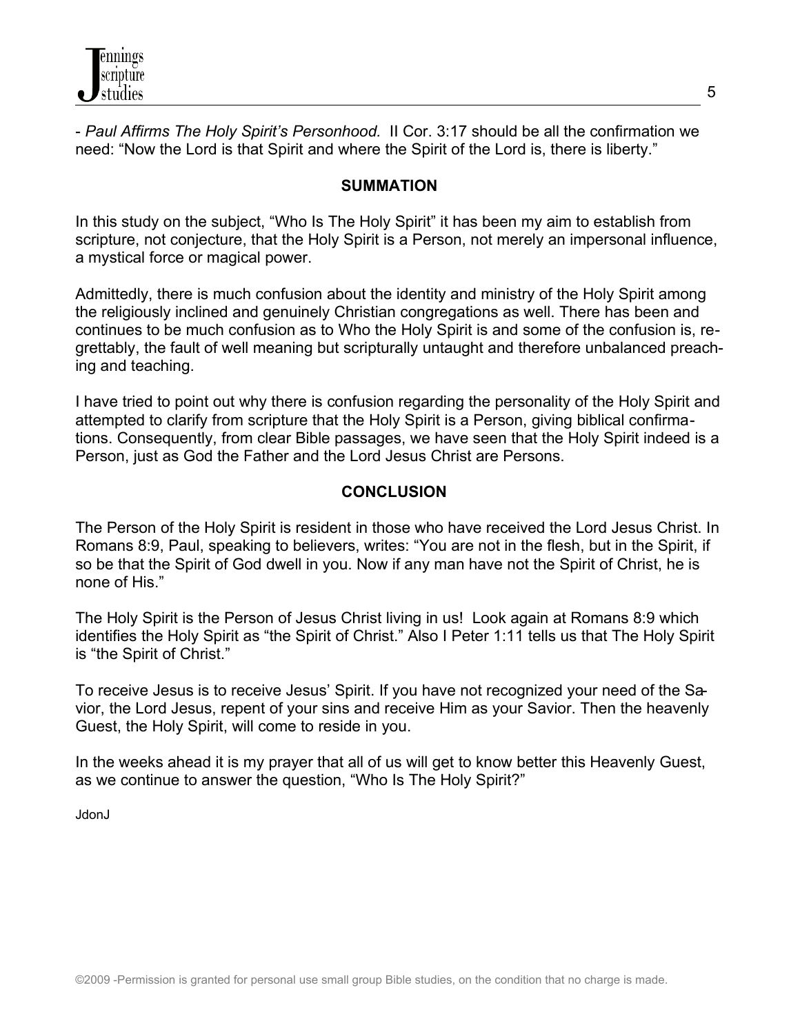- *Paul Affirms The Holy Spirit's Personhood.* II Cor. 3:17 should be all the confirmation we need: "Now the Lord is that Spirit and where the Spirit of the Lord is, there is liberty."

## SUMMATION

In this study on the subject, "Who Is The Holy Spirit" it has been my aim to establish from scripture, not conjecture, that the Holy Spirit is a Person, not merely an impersonal influence, a mystical force or magical power.

Admittedly, there is much confusion about the identity and ministry of the Holy Spirit among the religiously inclined and genuinely Christian congregations as well. There has been and continues to be much confusion as to Who the Holy Spirit is and some of the confusion is, regrettably, the fault of well meaning but scripturally untaught and therefore unbalanced preaching and teaching.

I have tried to point out why there is confusion regarding the personality of the Holy Spirit and attempted to clarify from scripture that the Holy Spirit is a Person, giving biblical confirmations. Consequently, from clear Bible passages, we have seen that the Holy Spirit indeed is a Person, just as God the Father and the Lord Jesus Christ are Persons.

## CONCLUSION

The Person of the Holy Spirit is resident in those who have received the Lord Jesus Christ. In Romans 8:9, Paul, speaking to believers, writes: "You are not in the flesh, but in the Spirit, if so be that the Spirit of God dwell in you. Now if any man have not the Spirit of Christ, he is none of His."

The Holy Spirit is the Person of Jesus Christ living in us! Look again at Romans 8:9 which identifies the Holy Spirit as "the Spirit of Christ." Also I Peter 1:11 tells us that The Holy Spirit is "the Spirit of Christ."

To receive Jesus is to receive Jesus' Spirit. If you have not recognized your need of the Savior, the Lord Jesus, repent of your sins and receive Him as your Savior. Then the heavenly Guest, the Holy Spirit, will come to reside in you.

In the weeks ahead it is my prayer that all of us will get to know better this Heavenly Guest, as we continue to answer the question, "Who Is The Holy Spirit?"

JdonJ